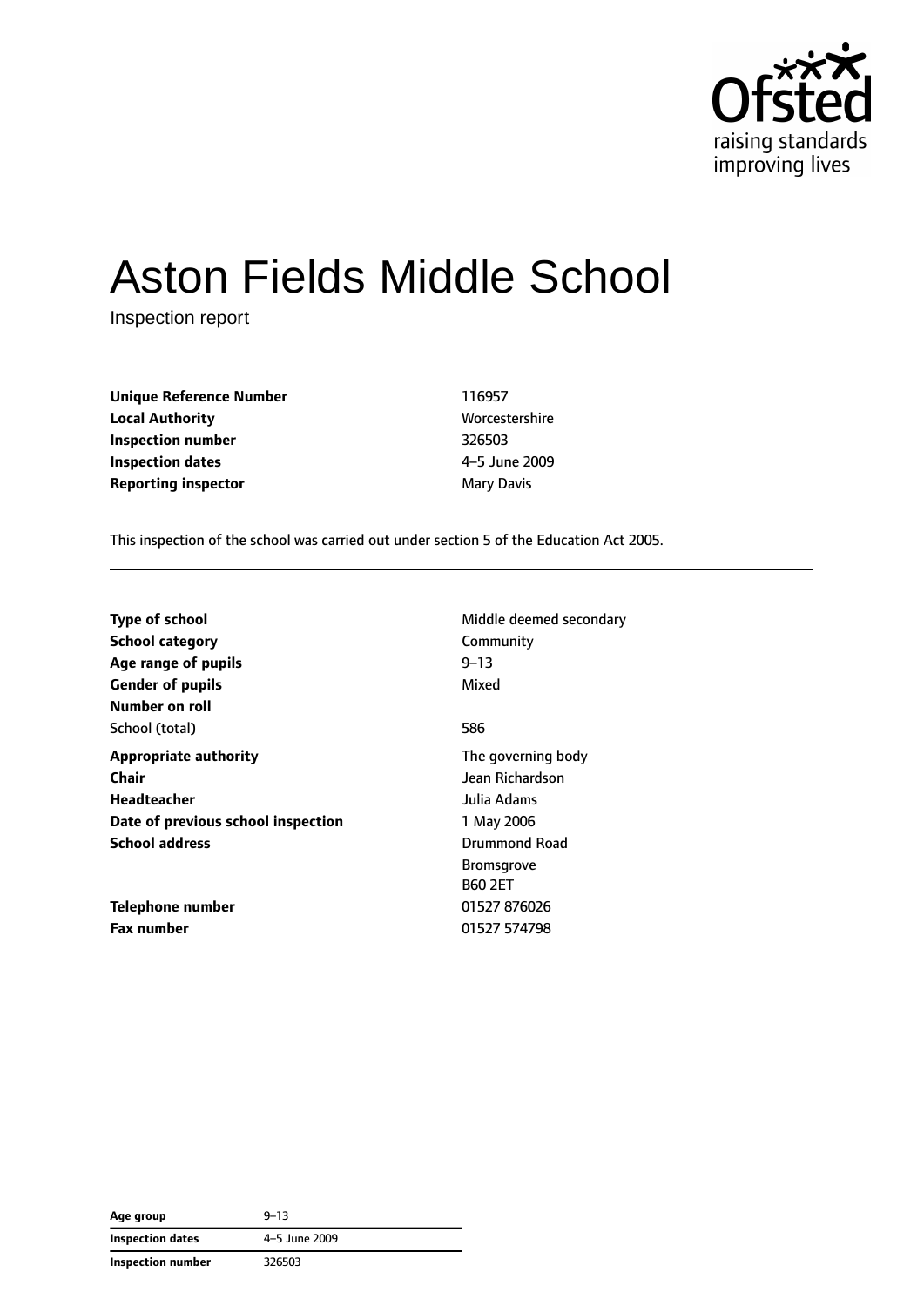Ofsted raising standards improving lives

# Aston Fields Middle School

Inspection report

| | |
|---|---|
| **Unique Reference Number** | 116957 |
| **Local Authority** | Worcestershire |
| **Inspection number** | 326503 |
| **Inspection dates** | 4–5 June 2009 |
| **Reporting inspector** | Mary Davis |

This inspection of the school was carried out under section 5 of the Education Act 2005.

| | |
|---|---|
| **Type of school** | Middle deemed secondary |
| **School category** | Community |
| **Age range of pupils** | 9–13 |
| **Gender of pupils** | Mixed |
| **Number on roll** | |
| School (total) | 586 |
| **Appropriate authority** | The governing body |
| **Chair** | Jean Richardson |
| **Headteacher** | Julia Adams |
| **Date of previous school inspection** | 1 May 2006 |
| **School address** | Drummond Road<br>Bromsgrove<br>B60 2ET |
| **Telephone number** | 01527 876026 |
| **Fax number** | 01527 574798 |

| | |
|---|---|
| **Age group** | 9–13 |
| **Inspection dates** | 4–5 June 2009 |
| **Inspection number** | 326503 |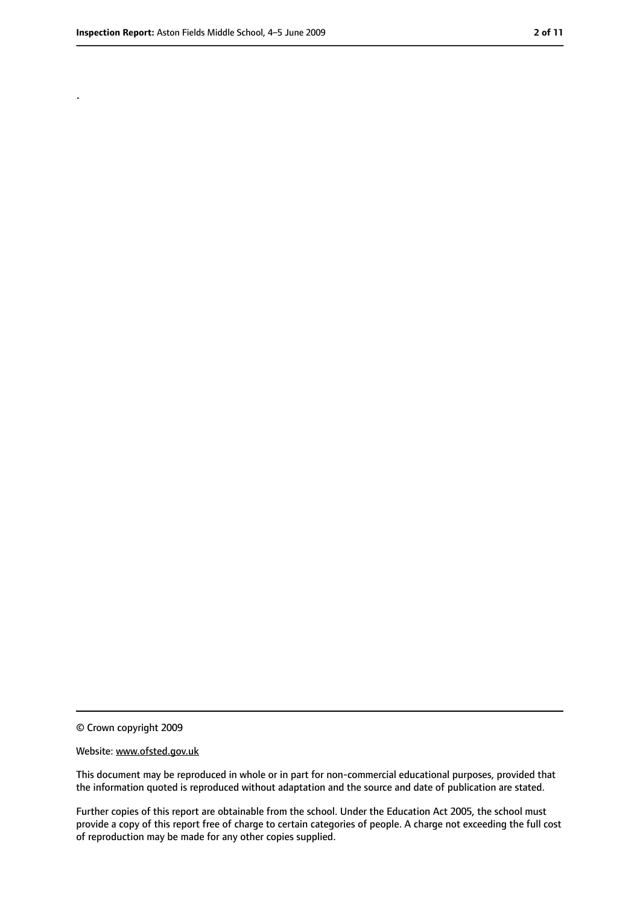.

© Crown copyright 2009

Website: www.ofsted.gov.uk

This document may be reproduced in whole or in part for non-commercial educational purposes, provided that the information quoted is reproduced without adaptation and the source and date of publication are stated.

Further copies of this report are obtainable from the school. Under the Education Act 2005, the school must provide a copy of this report free of charge to certain categories of people. A charge not exceeding the full cost of reproduction may be made for any other copies supplied.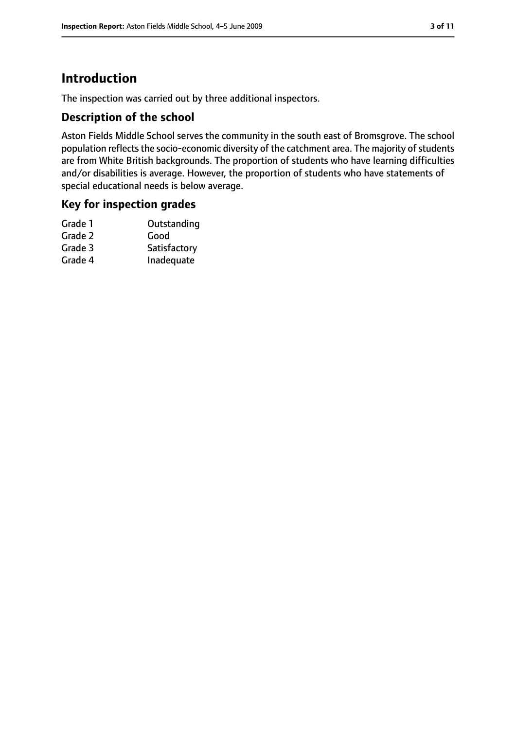# Introduction

The inspection was carried out by three additional inspectors.

## Description of the school

Aston Fields Middle School serves the community in the south east of Bromsgrove. The school population reflects the socio-economic diversity of the catchment area. The majority of students are from White British backgrounds. The proportion of students who have learning difficulties and/or disabilities is average. However, the proportion of students who have statements of special educational needs is below average.

## Key for inspection grades

| | |
|---|---|
| Grade 1 | Outstanding |
| Grade 2 | Good |
| Grade 3 | Satisfactory |
| Grade 4 | Inadequate |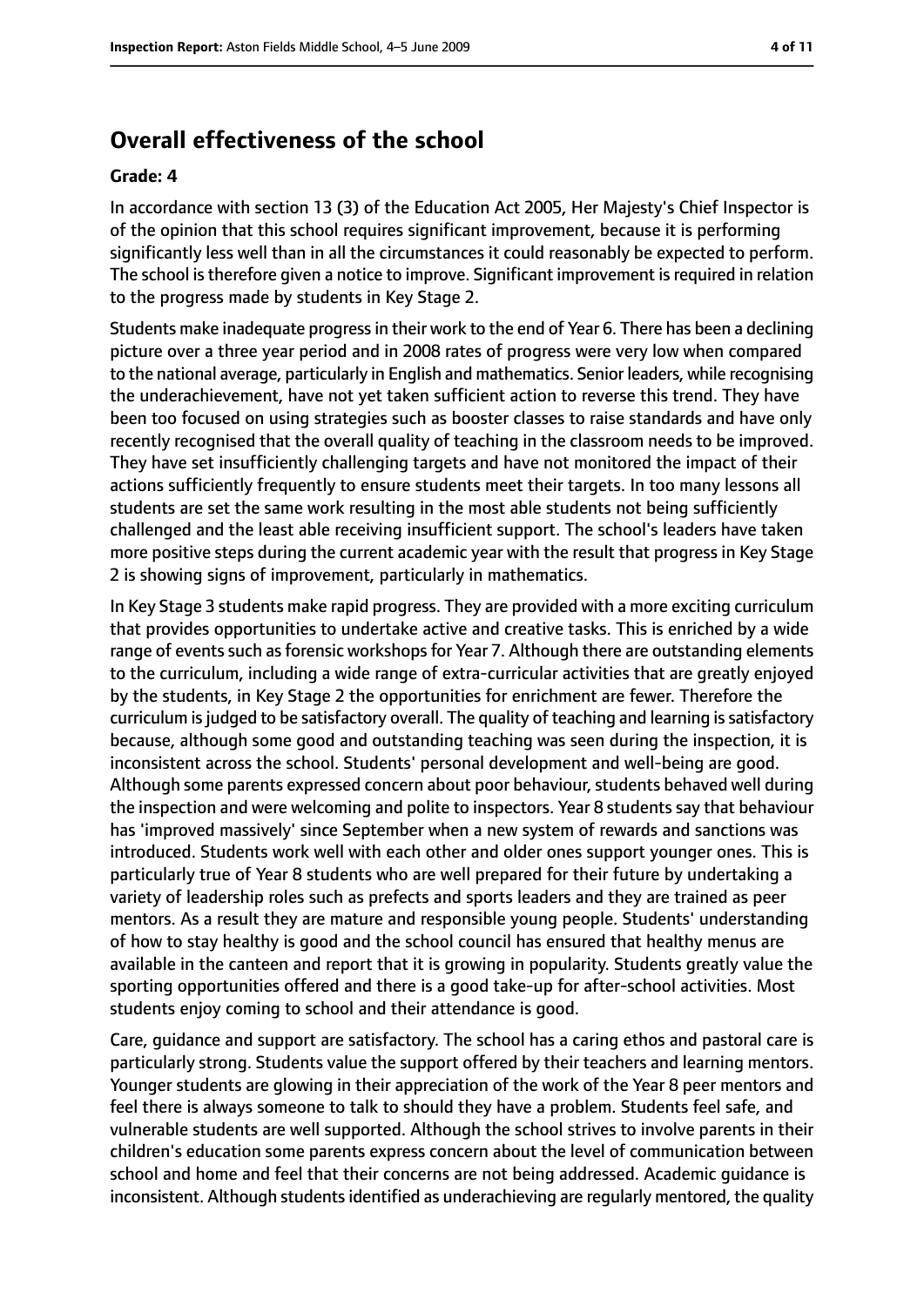## Overall effectiveness of the school

**Grade: 4**

In accordance with section 13 (3) of the Education Act 2005, Her Majesty's Chief Inspector is of the opinion that this school requires significant improvement, because it is performing significantly less well than in all the circumstances it could reasonably be expected to perform. The school is therefore given a notice to improve. Significant improvement is required in relation to the progress made by students in Key Stage 2.

Students make inadequate progress in their work to the end of Year 6. There has been a declining picture over a three year period and in 2008 rates of progress were very low when compared to the national average, particularly in English and mathematics. Senior leaders, while recognising the underachievement, have not yet taken sufficient action to reverse this trend. They have been too focused on using strategies such as booster classes to raise standards and have only recently recognised that the overall quality of teaching in the classroom needs to be improved. They have set insufficiently challenging targets and have not monitored the impact of their actions sufficiently frequently to ensure students meet their targets. In too many lessons all students are set the same work resulting in the most able students not being sufficiently challenged and the least able receiving insufficient support. The school's leaders have taken more positive steps during the current academic year with the result that progress in Key Stage 2 is showing signs of improvement, particularly in mathematics.

In Key Stage 3 students make rapid progress. They are provided with a more exciting curriculum that provides opportunities to undertake active and creative tasks. This is enriched by a wide range of events such as forensic workshops for Year 7. Although there are outstanding elements to the curriculum, including a wide range of extra-curricular activities that are greatly enjoyed by the students, in Key Stage 2 the opportunities for enrichment are fewer. Therefore the curriculum is judged to be satisfactory overall. The quality of teaching and learning is satisfactory because, although some good and outstanding teaching was seen during the inspection, it is inconsistent across the school. Students' personal development and well-being are good. Although some parents expressed concern about poor behaviour, students behaved well during the inspection and were welcoming and polite to inspectors. Year 8 students say that behaviour has 'improved massively' since September when a new system of rewards and sanctions was introduced. Students work well with each other and older ones support younger ones. This is particularly true of Year 8 students who are well prepared for their future by undertaking a variety of leadership roles such as prefects and sports leaders and they are trained as peer mentors. As a result they are mature and responsible young people. Students' understanding of how to stay healthy is good and the school council has ensured that healthy menus are available in the canteen and report that it is growing in popularity. Students greatly value the sporting opportunities offered and there is a good take-up for after-school activities. Most students enjoy coming to school and their attendance is good.

Care, guidance and support are satisfactory. The school has a caring ethos and pastoral care is particularly strong. Students value the support offered by their teachers and learning mentors. Younger students are glowing in their appreciation of the work of the Year 8 peer mentors and feel there is always someone to talk to should they have a problem. Students feel safe, and vulnerable students are well supported. Although the school strives to involve parents in their children's education some parents express concern about the level of communication between school and home and feel that their concerns are not being addressed. Academic guidance is inconsistent. Although students identified as underachieving are regularly mentored, the quality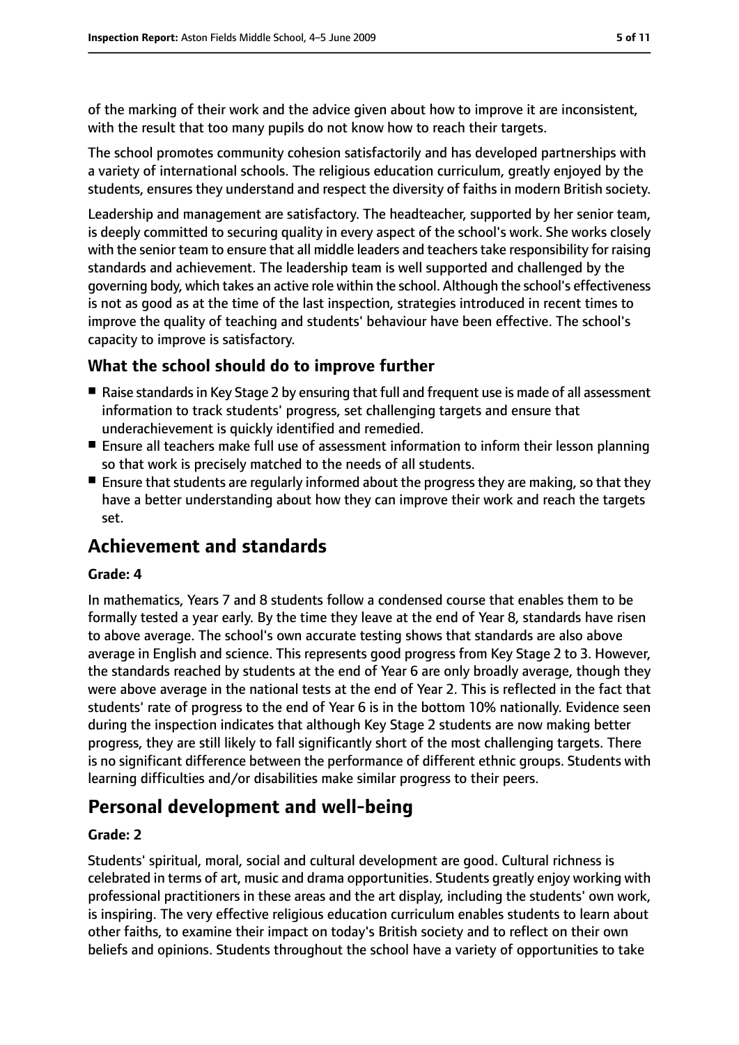of the marking of their work and the advice given about how to improve it are inconsistent, with the result that too many pupils do not know how to reach their targets.

The school promotes community cohesion satisfactorily and has developed partnerships with a variety of international schools. The religious education curriculum, greatly enjoyed by the students, ensures they understand and respect the diversity of faiths in modern British society.

Leadership and management are satisfactory. The headteacher, supported by her senior team, is deeply committed to securing quality in every aspect of the school's work. She works closely with the senior team to ensure that all middle leaders and teachers take responsibility for raising standards and achievement. The leadership team is well supported and challenged by the governing body, which takes an active role within the school. Although the school's effectiveness is not as good as at the time of the last inspection, strategies introduced in recent times to improve the quality of teaching and students' behaviour have been effective. The school's capacity to improve is satisfactory.

### What the school should do to improve further

- Raise standards in Key Stage 2 by ensuring that full and frequent use is made of all assessment information to track students' progress, set challenging targets and ensure that underachievement is quickly identified and remedied.
- Ensure all teachers make full use of assessment information to inform their lesson planning so that work is precisely matched to the needs of all students.
- Ensure that students are regularly informed about the progress they are making, so that they have a better understanding about how they can improve their work and reach the targets set.

## Achievement and standards

#### Grade: 4

In mathematics, Years 7 and 8 students follow a condensed course that enables them to be formally tested a year early. By the time they leave at the end of Year 8, standards have risen to above average. The school's own accurate testing shows that standards are also above average in English and science. This represents good progress from Key Stage 2 to 3. However, the standards reached by students at the end of Year 6 are only broadly average, though they were above average in the national tests at the end of Year 2. This is reflected in the fact that students' rate of progress to the end of Year 6 is in the bottom 10% nationally. Evidence seen during the inspection indicates that although Key Stage 2 students are now making better progress, they are still likely to fall significantly short of the most challenging targets. There is no significant difference between the performance of different ethnic groups. Students with learning difficulties and/or disabilities make similar progress to their peers.

## Personal development and well-being

#### Grade: 2

Students' spiritual, moral, social and cultural development are good. Cultural richness is celebrated in terms of art, music and drama opportunities. Students greatly enjoy working with professional practitioners in these areas and the art display, including the students' own work, is inspiring. The very effective religious education curriculum enables students to learn about other faiths, to examine their impact on today's British society and to reflect on their own beliefs and opinions. Students throughout the school have a variety of opportunities to take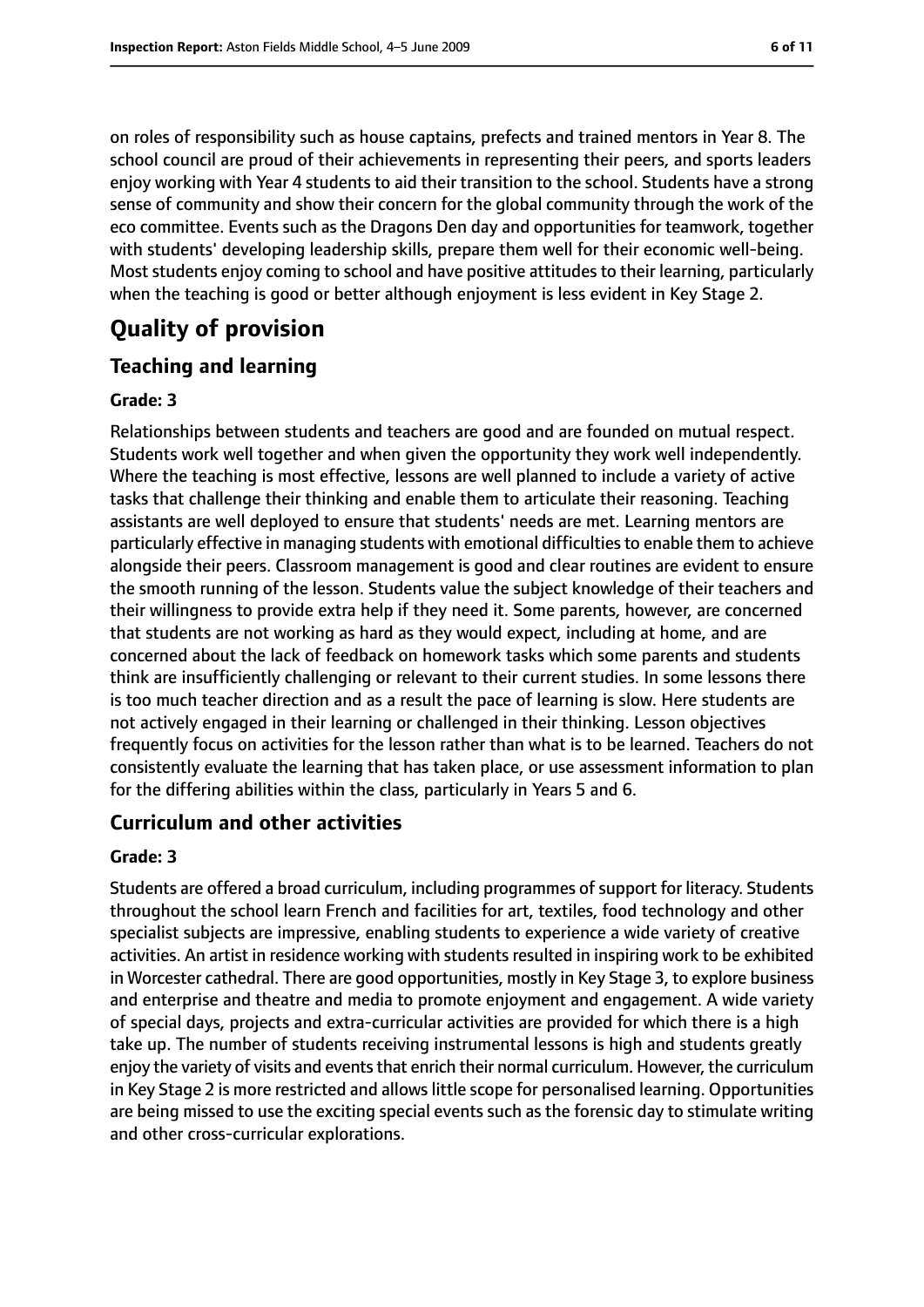on roles of responsibility such as house captains, prefects and trained mentors in Year 8. The school council are proud of their achievements in representing their peers, and sports leaders enjoy working with Year 4 students to aid their transition to the school. Students have a strong sense of community and show their concern for the global community through the work of the eco committee. Events such as the Dragons Den day and opportunities for teamwork, together with students' developing leadership skills, prepare them well for their economic well-being. Most students enjoy coming to school and have positive attitudes to their learning, particularly when the teaching is good or better although enjoyment is less evident in Key Stage 2.

# Quality of provision

## Teaching and learning

### Grade: 3

Relationships between students and teachers are good and are founded on mutual respect. Students work well together and when given the opportunity they work well independently. Where the teaching is most effective, lessons are well planned to include a variety of active tasks that challenge their thinking and enable them to articulate their reasoning. Teaching assistants are well deployed to ensure that students' needs are met. Learning mentors are particularly effective in managing students with emotional difficulties to enable them to achieve alongside their peers. Classroom management is good and clear routines are evident to ensure the smooth running of the lesson. Students value the subject knowledge of their teachers and their willingness to provide extra help if they need it. Some parents, however, are concerned that students are not working as hard as they would expect, including at home, and are concerned about the lack of feedback on homework tasks which some parents and students think are insufficiently challenging or relevant to their current studies. In some lessons there is too much teacher direction and as a result the pace of learning is slow. Here students are not actively engaged in their learning or challenged in their thinking. Lesson objectives frequently focus on activities for the lesson rather than what is to be learned. Teachers do not consistently evaluate the learning that has taken place, or use assessment information to plan for the differing abilities within the class, particularly in Years 5 and 6.

## Curriculum and other activities

### Grade: 3

Students are offered a broad curriculum, including programmes of support for literacy. Students throughout the school learn French and facilities for art, textiles, food technology and other specialist subjects are impressive, enabling students to experience a wide variety of creative activities. An artist in residence working with students resulted in inspiring work to be exhibited in Worcester cathedral. There are good opportunities, mostly in Key Stage 3, to explore business and enterprise and theatre and media to promote enjoyment and engagement. A wide variety of special days, projects and extra-curricular activities are provided for which there is a high take up. The number of students receiving instrumental lessons is high and students greatly enjoy the variety of visits and events that enrich their normal curriculum. However, the curriculum in Key Stage 2 is more restricted and allows little scope for personalised learning. Opportunities are being missed to use the exciting special events such as the forensic day to stimulate writing and other cross-curricular explorations.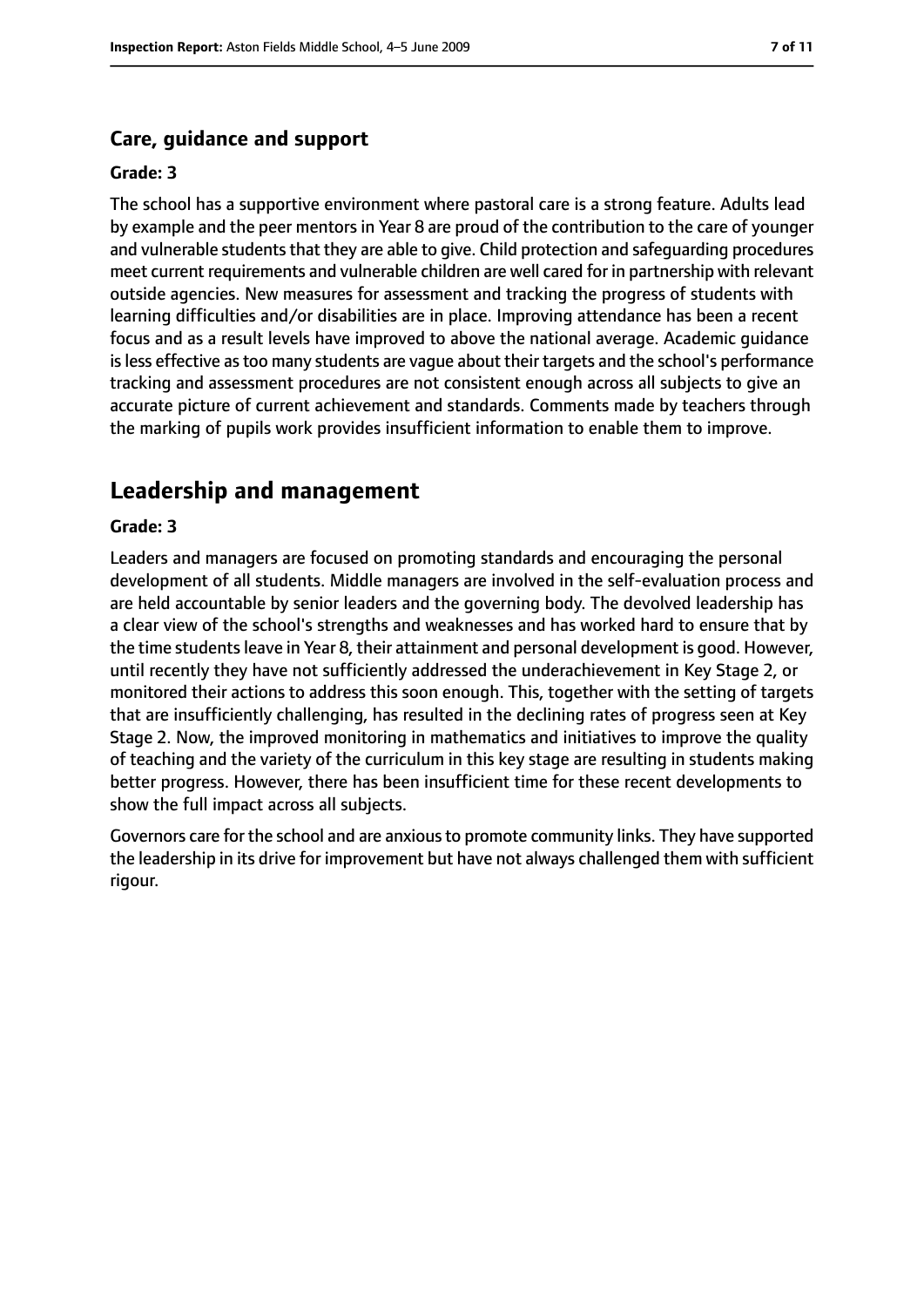### Care, guidance and support

**Grade: 3**

The school has a supportive environment where pastoral care is a strong feature. Adults lead by example and the peer mentors in Year 8 are proud of the contribution to the care of younger and vulnerable students that they are able to give. Child protection and safeguarding procedures meet current requirements and vulnerable children are well cared for in partnership with relevant outside agencies. New measures for assessment and tracking the progress of students with learning difficulties and/or disabilities are in place. Improving attendance has been a recent focus and as a result levels have improved to above the national average. Academic guidance is less effective as too many students are vague about their targets and the school's performance tracking and assessment procedures are not consistent enough across all subjects to give an accurate picture of current achievement and standards. Comments made by teachers through the marking of pupils work provides insufficient information to enable them to improve.

## Leadership and management

**Grade: 3**

Leaders and managers are focused on promoting standards and encouraging the personal development of all students. Middle managers are involved in the self-evaluation process and are held accountable by senior leaders and the governing body. The devolved leadership has a clear view of the school's strengths and weaknesses and has worked hard to ensure that by the time students leave in Year 8, their attainment and personal development is good. However, until recently they have not sufficiently addressed the underachievement in Key Stage 2, or monitored their actions to address this soon enough. This, together with the setting of targets that are insufficiently challenging, has resulted in the declining rates of progress seen at Key Stage 2. Now, the improved monitoring in mathematics and initiatives to improve the quality of teaching and the variety of the curriculum in this key stage are resulting in students making better progress. However, there has been insufficient time for these recent developments to show the full impact across all subjects.

Governors care for the school and are anxious to promote community links. They have supported the leadership in its drive for improvement but have not always challenged them with sufficient rigour.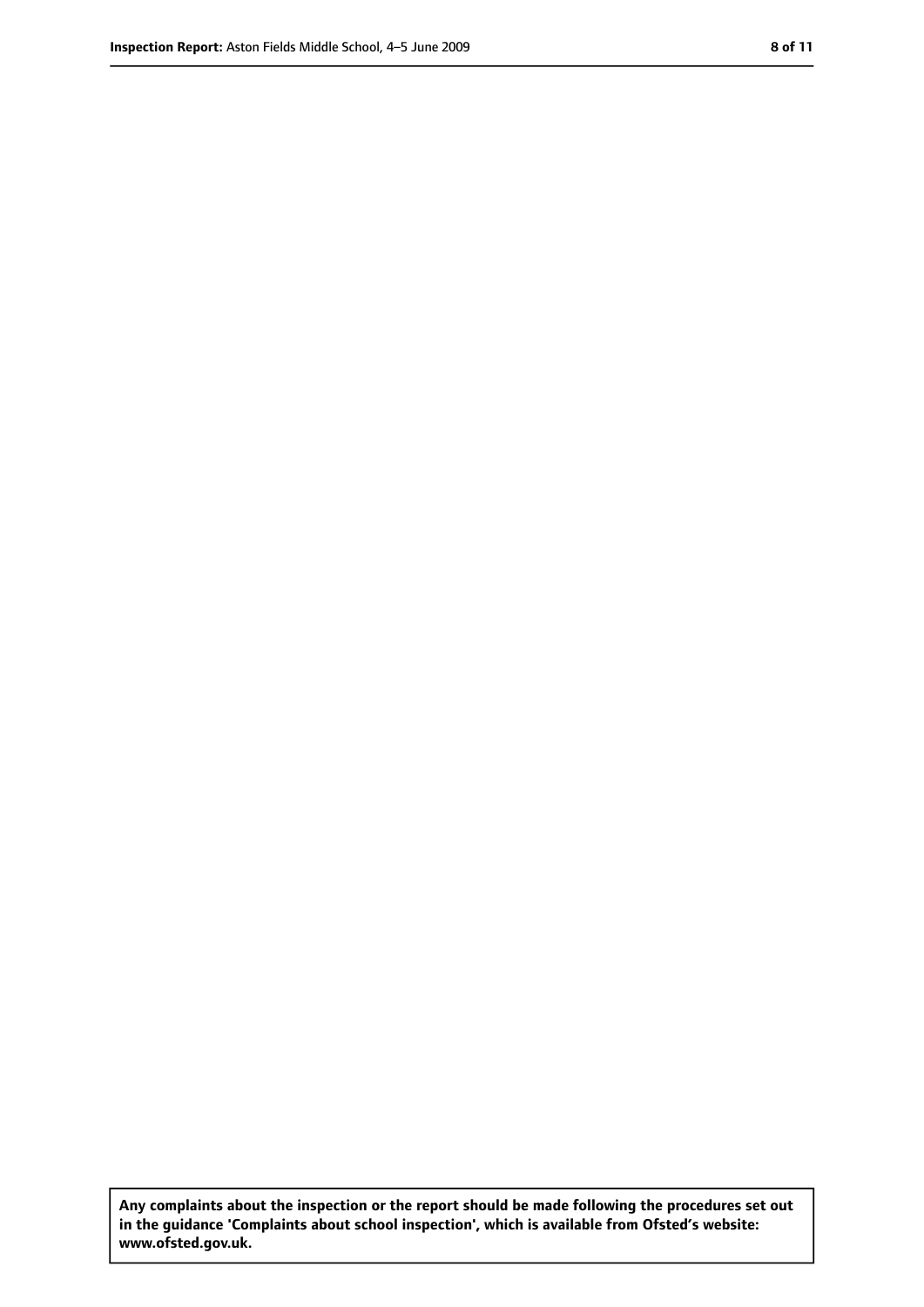**Any complaints about the inspection or the report should be made following the procedures set out in the guidance 'Complaints about school inspection', which is available from Ofsted's website: www.ofsted.gov.uk.**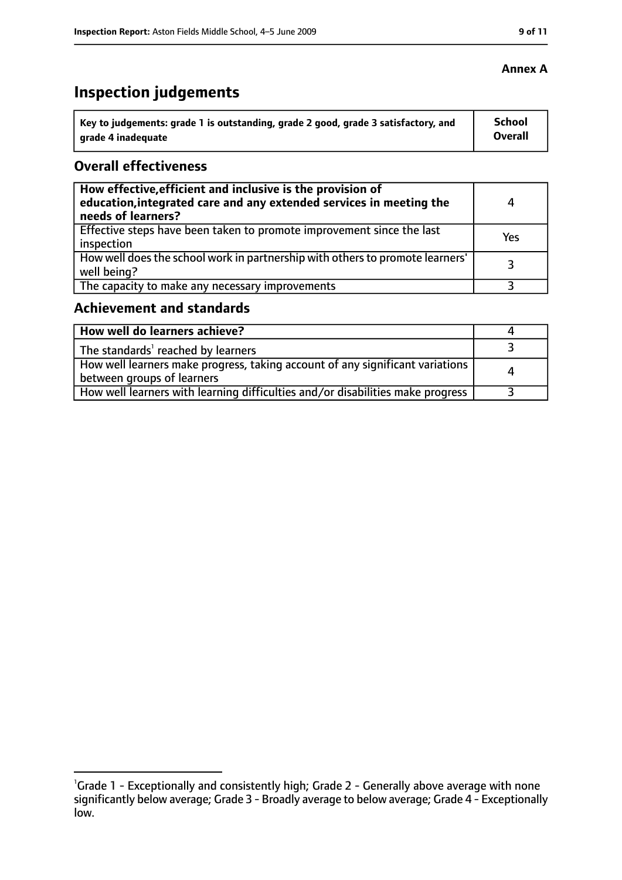**Annex A**

# Inspection judgements

| Key to judgements: grade 1 is outstanding, grade 2 good, grade 3 satisfactory, and grade 4 inadequate | School Overall |
|---|---|

## Overall effectiveness

| | |
|---|---|
| **How effective, efficient and inclusive is the provision of education, integrated care and any extended services in meeting the needs of learners?** | 4 |
| Effective steps have been taken to promote improvement since the last inspection | Yes |
| How well does the school work in partnership with others to promote learners' well being? | 3 |
| The capacity to make any necessary improvements | 3 |

## Achievement and standards

| | |
|---|---|
| **How well do learners achieve?** | 4 |
| The standards[1] reached by learners | 3 |
| How well learners make progress, taking account of any significant variations between groups of learners | 4 |
| How well learners with learning difficulties and/or disabilities make progress | 3 |

[1]Grade 1 - Exceptionally and consistently high; Grade 2 - Generally above average with none significantly below average; Grade 3 - Broadly average to below average; Grade 4 - Exceptionally low.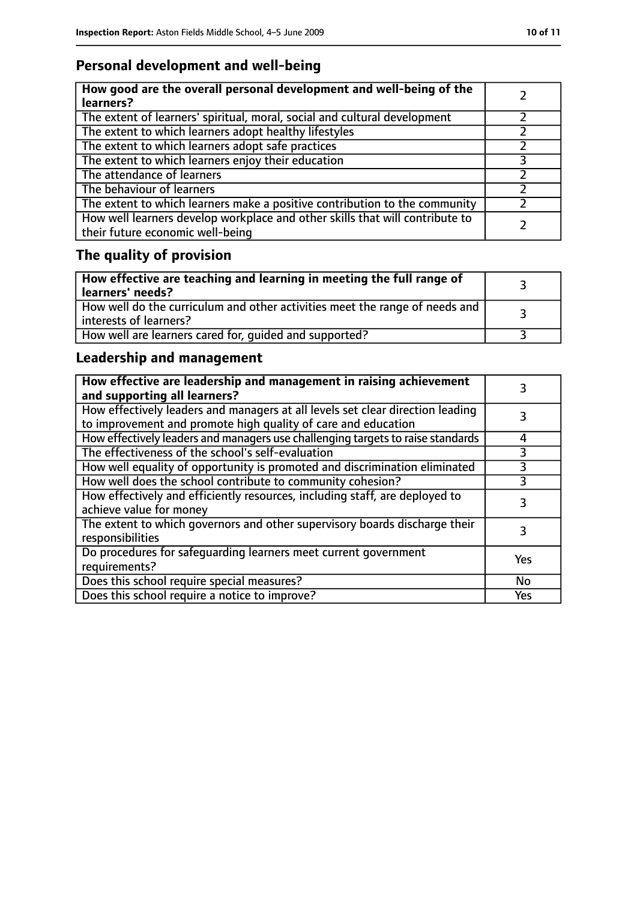## Personal development and well-being

| How good are the overall personal development and well-being of the learners? | 2 |
| --- | --- |
| The extent of learners' spiritual, moral, social and cultural development | 2 |
| The extent to which learners adopt healthy lifestyles | 2 |
| The extent to which learners adopt safe practices | 2 |
| The extent to which learners enjoy their education | 3 |
| The attendance of learners | 2 |
| The behaviour of learners | 2 |
| The extent to which learners make a positive contribution to the community | 2 |
| How well learners develop workplace and other skills that will contribute to their future economic well-being | 2 |

## The quality of provision

| How effective are teaching and learning in meeting the full range of learners' needs? | 3 |
| --- | --- |
| How well do the curriculum and other activities meet the range of needs and interests of learners? | 3 |
| How well are learners cared for, guided and supported? | 3 |

## Leadership and management

| How effective are leadership and management in raising achievement and supporting all learners? | 3 |
| --- | --- |
| How effectively leaders and managers at all levels set clear direction leading to improvement and promote high quality of care and education | 3 |
| How effectively leaders and managers use challenging targets to raise standards | 4 |
| The effectiveness of the school's self-evaluation | 3 |
| How well equality of opportunity is promoted and discrimination eliminated | 3 |
| How well does the school contribute to community cohesion? | 3 |
| How effectively and efficiently resources, including staff, are deployed to achieve value for money | 3 |
| The extent to which governors and other supervisory boards discharge their responsibilities | 3 |
| Do procedures for safeguarding learners meet current government requirements? | Yes |
| Does this school require special measures? | No |
| Does this school require a notice to improve? | Yes |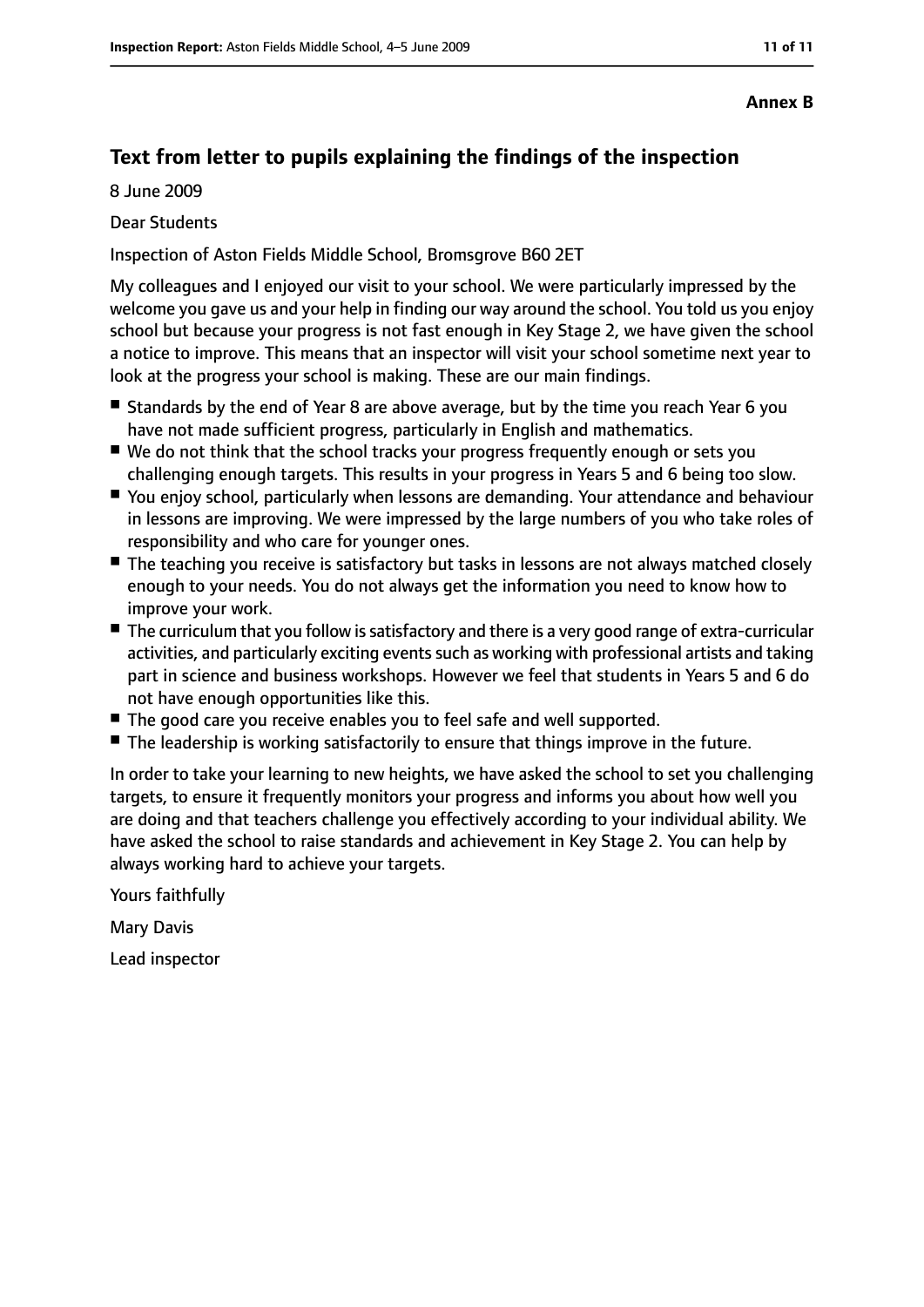**Annex B**

## Text from letter to pupils explaining the findings of the inspection

8 June 2009

Dear Students

Inspection of Aston Fields Middle School, Bromsgrove B60 2ET

My colleagues and I enjoyed our visit to your school. We were particularly impressed by the welcome you gave us and your help in finding our way around the school. You told us you enjoy school but because your progress is not fast enough in Key Stage 2, we have given the school a notice to improve. This means that an inspector will visit your school sometime next year to look at the progress your school is making. These are our main findings.

- Standards by the end of Year 8 are above average, but by the time you reach Year 6 you have not made sufficient progress, particularly in English and mathematics.
- We do not think that the school tracks your progress frequently enough or sets you challenging enough targets. This results in your progress in Years 5 and 6 being too slow.
- You enjoy school, particularly when lessons are demanding. Your attendance and behaviour in lessons are improving. We were impressed by the large numbers of you who take roles of responsibility and who care for younger ones.
- The teaching you receive is satisfactory but tasks in lessons are not always matched closely enough to your needs. You do not always get the information you need to know how to improve your work.
- The curriculum that you follow is satisfactory and there is a very good range of extra-curricular activities, and particularly exciting events such as working with professional artists and taking part in science and business workshops. However we feel that students in Years 5 and 6 do not have enough opportunities like this.
- The good care you receive enables you to feel safe and well supported.
- The leadership is working satisfactorily to ensure that things improve in the future.

In order to take your learning to new heights, we have asked the school to set you challenging targets, to ensure it frequently monitors your progress and informs you about how well you are doing and that teachers challenge you effectively according to your individual ability. We have asked the school to raise standards and achievement in Key Stage 2. You can help by always working hard to achieve your targets.

Yours faithfully

Mary Davis

Lead inspector